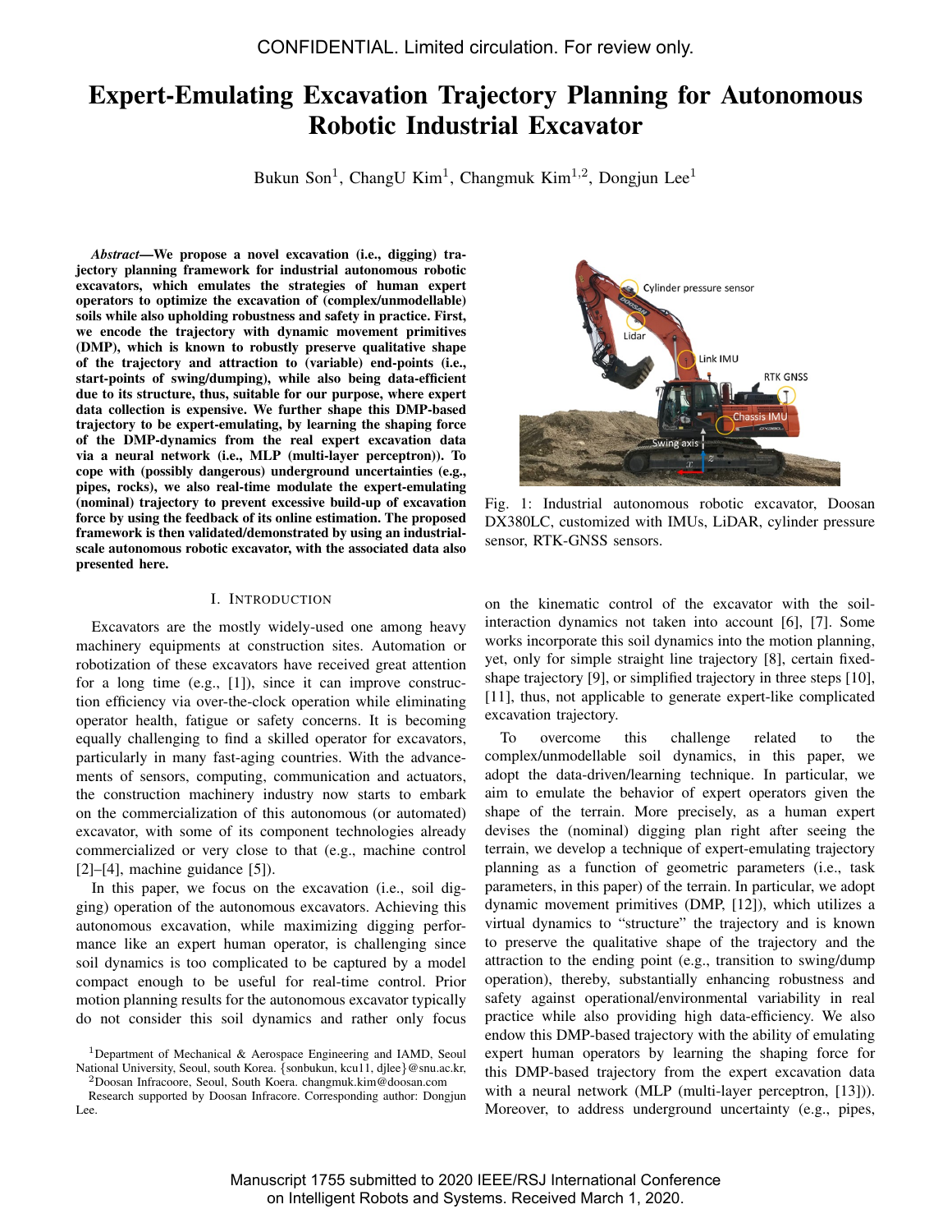CONFIDENTIAL. Limited circulation. For review only.

# Expert-Emulating Excavation Trajectory Planning for Autonomous Robotic Industrial Excavator

Bukun Son[1], ChangU Kim[1], Changmuk Kim[1,2], Dongjun Lee[1]

***Abstract*—We propose a novel excavation (i.e., digging) trajectory planning framework for industrial autonomous robotic excavators, which emulates the strategies of human expert operators to optimize the excavation of (complex/unmodellable) soils while also upholding robustness and safety in practice. First, we encode the trajectory with dynamic movement primitives (DMP), which is known to robustly preserve qualitative shape of the trajectory and attraction to (variable) end-points (i.e., start-points of swing/dumping), while also being data-efficient due to its structure, thus, suitable for our purpose, where expert data collection is expensive. We further shape this DMP-based trajectory to be expert-emulating, by learning the shaping force of the DMP-dynamics from the real expert excavation data via a neural network (i.e., MLP (multi-layer perceptron)). To cope with (possibly dangerous) underground uncertainties (e.g., pipes, rocks), we also real-time modulate the expert-emulating (nominal) trajectory to prevent excessive build-up of excavation force by using the feedback of its online estimation. The proposed framework is then validated/demonstrated by using an industrial-scale autonomous robotic excavator, with the associated data also presented here.**

Fig. 1: Industrial autonomous robotic excavator, Doosan DX380LC, customized with IMUs, LiDAR, cylinder pressure sensor, RTK-GNSS sensors.

## I. Introduction

Excavators are the mostly widely-used one among heavy machinery equipments at construction sites. Automation or robotization of these excavators have received great attention for a long time (e.g., [1]), since it can improve construction efficiency via over-the-clock operation while eliminating operator health, fatigue or safety concerns. It is becoming equally challenging to find a skilled operator for excavators, particularly in many fast-aging countries. With the advancements of sensors, computing, communication and actuators, the construction machinery industry now starts to embark on the commercialization of this autonomous (or automated) excavator, with some of its component technologies already commercialized or very close to that (e.g., machine control [2]–[4], machine guidance [5]).

In this paper, we focus on the excavation (i.e., soil digging) operation of the autonomous excavators. Achieving this autonomous excavation, while maximizing digging performance like an expert human operator, is challenging since soil dynamics is too complicated to be captured by a model compact enough to be useful for real-time control. Prior motion planning results for the autonomous excavator typically do not consider this soil dynamics and rather only focus on the kinematic control of the excavator with the soil-interaction dynamics not taken into account [6], [7]. Some works incorporate this soil dynamics into the motion planning, yet, only for simple straight line trajectory [8], certain fixed-shape trajectory [9], or simplified trajectory in three steps [10], [11], thus, not applicable to generate expert-like complicated excavation trajectory.

To overcome this challenge related to the complex/unmodellable soil dynamics, in this paper, we adopt the data-driven/learning technique. In particular, we aim to emulate the behavior of expert operators given the shape of the terrain. More precisely, as a human expert devises the (nominal) digging plan right after seeing the terrain, we develop a technique of expert-emulating trajectory planning as a function of geometric parameters (i.e., task parameters, in this paper) of the terrain. In particular, we adopt dynamic movement primitives (DMP, [12]), which utilizes a virtual dynamics to "structure" the trajectory and is known to preserve the qualitative shape of the trajectory and the attraction to the ending point (e.g., transition to swing/dump operation), thereby, substantially enhancing robustness and safety against operational/environmental variability in real practice while also providing high data-efficiency. We also endow this DMP-based trajectory with the ability of emulating expert human operators by learning the shaping force for this DMP-based trajectory from the expert excavation data with a neural network (MLP (multi-layer perceptron, [13])). Moreover, to address underground uncertainty (e.g., pipes,

[1]Department of Mechanical & Aerospace Engineering and IAMD, Seoul National University, Seoul, south Korea. {sonbukun, kcu11, djlee}@snu.ac.kr,
[2]Doosan Infracoore, Seoul, South Korea. changmuk.kim@doosan.com
Research supported by Doosan Infracore. Corresponding author: Dongjun Lee.

Manuscript 1755 submitted to 2020 IEEE/RSJ International Conference on Intelligent Robots and Systems. Received March 1, 2020.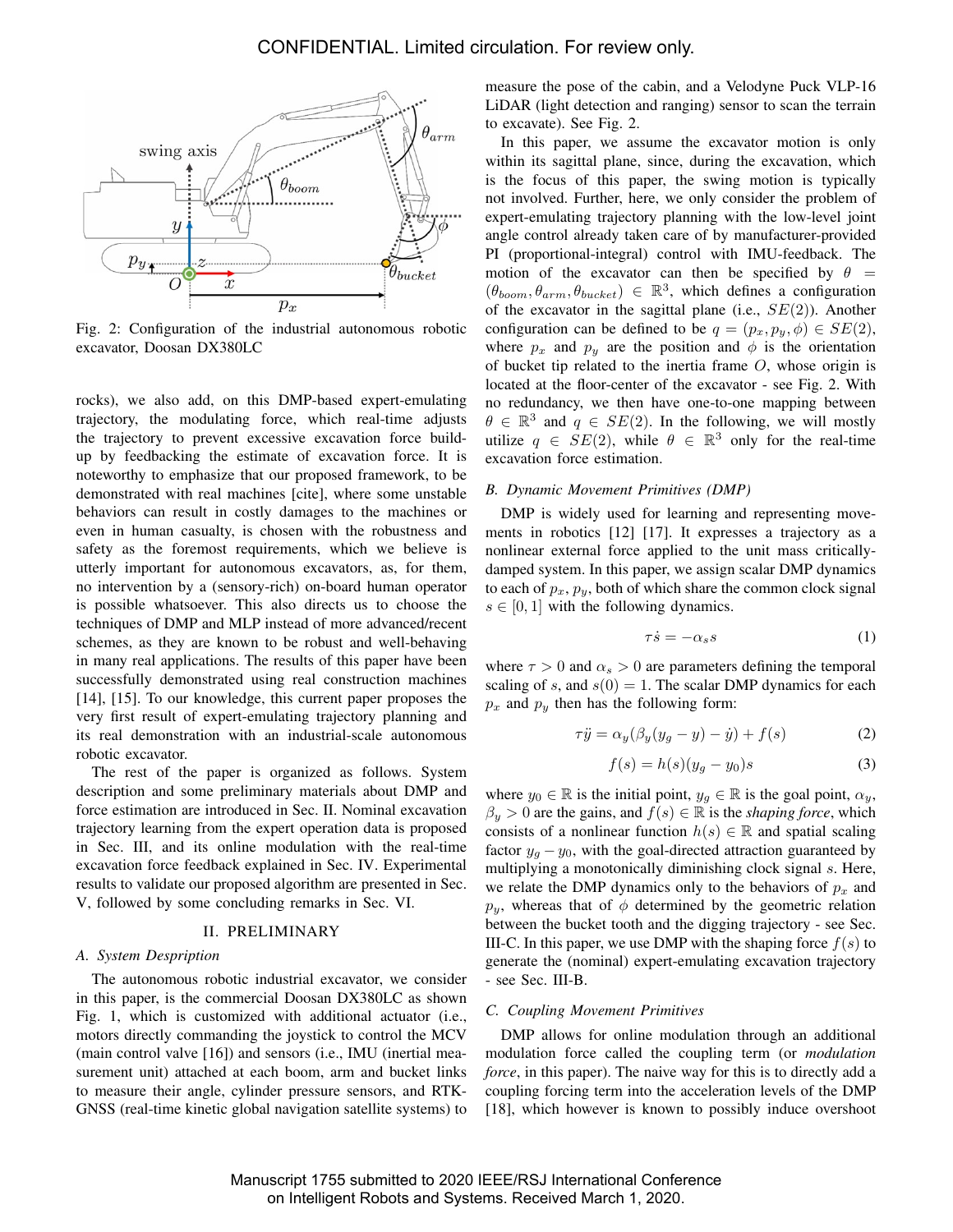Fig. 2: Configuration of the industrial autonomous robotic excavator, Doosan DX380LC

rocks), we also add, on this DMP-based expert-emulating trajectory, the modulating force, which real-time adjusts the trajectory to prevent excessive excavation force build-up by feedbacking the estimate of excavation force. It is noteworthy to emphasize that our proposed framework, to be demonstrated with real machines [cite], where some unstable behaviors can result in costly damages to the machines or even in human casualty, is chosen with the robustness and safety as the foremost requirements, which we believe is utterly important for autonomous excavators, as, for them, no intervention by a (sensory-rich) on-board human operator is possible whatsoever. This also directs us to choose the techniques of DMP and MLP instead of more advanced/recent schemes, as they are known to be robust and well-behaving in many real applications. The results of this paper have been successfully demonstrated using real construction machines [14], [15]. To our knowledge, this current paper proposes the very first result of expert-emulating trajectory planning and its real demonstration with an industrial-scale autonomous robotic excavator.

The rest of the paper is organized as follows. System description and some preliminary materials about DMP and force estimation are introduced in Sec. II. Nominal excavation trajectory learning from the expert operation data is proposed in Sec. III, and its online modulation with the real-time excavation force feedback explained in Sec. IV. Experimental results to validate our proposed algorithm are presented in Sec. V, followed by some concluding remarks in Sec. VI.

## II. PRELIMINARY

### A. System Desprition

The autonomous robotic industrial excavator, we consider in this paper, is the commercial Doosan DX380LC as shown Fig. 1, which is customized with additional actuator (i.e., motors directly commanding the joystick to control the MCV (main control valve [16]) and sensors (i.e., IMU (inertial measurement unit) attached at each boom, arm and bucket links to measure their angle, cylinder pressure sensors, and RTK-GNSS (real-time kinetic global navigation satellite systems) to measure the pose of the cabin, and a Velodyne Puck VLP-16 LiDAR (light detection and ranging) sensor to scan the terrain to excavate). See Fig. 2.

In this paper, we assume the excavator motion is only within its sagittal plane, since, during the excavation, which is the focus of this paper, the swing motion is typically not involved. Further, here, we only consider the problem of expert-emulating trajectory planning with the low-level joint angle control already taken care of by manufacturer-provided PI (proportional-integral) control with IMU-feedback. The motion of the excavator can then be specified by $\theta = (\theta_{boom}, \theta_{arm}, \theta_{bucket}) \in \mathbb{R}^3$, which defines a configuration of the excavator in the sagittal plane (i.e., $SE(2)$). Another configuration can be defined to be $q = (p_x, p_y, \phi) \in SE(2)$, where $p_x$ and $p_y$ are the position and $\phi$ is the orientation of bucket tip related to the inertia frame $O$, whose origin is located at the floor-center of the excavator - see Fig. 2. With no redundancy, we then have one-to-one mapping between $\theta \in \mathbb{R}^3$ and $q \in SE(2)$. In the following, we will mostly utilize $q \in SE(2)$, while $\theta \in \mathbb{R}^3$ only for the real-time excavation force estimation.

### B. Dynamic Movement Primitives (DMP)

DMP is widely used for learning and representing movements in robotics [12] [17]. It expresses a trajectory as a nonlinear external force applied to the unit mass critically-damped system. In this paper, we assign scalar DMP dynamics to each of $p_x, p_y$, both of which share the common clock signal $s \in [0, 1]$ with the following dynamics.

$$\tau \dot{s} = -\alpha_s s \tag{1}$$

where $\tau > 0$ and $\alpha_s > 0$ are parameters defining the temporal scaling of $s$, and $s(0) = 1$. The scalar DMP dynamics for each $p_x$ and $p_y$ then has the following form:

$$\tau \ddot{y} = \alpha_y(\beta_y(y_g - y) - \dot{y}) + f(s) \tag{2}$$

$$f(s) = h(s)(y_g - y_0)s \tag{3}$$

where $y_0 \in \mathbb{R}$ is the initial point, $y_g \in \mathbb{R}$ is the goal point, $\alpha_y$, $\beta_y > 0$ are the gains, and $f(s) \in \mathbb{R}$ is the *shaping force*, which consists of a nonlinear function $h(s) \in \mathbb{R}$ and spatial scaling factor $y_g - y_0$, with the goal-directed attraction guaranteed by multiplying a monotonically diminishing clock signal $s$. Here, we relate the DMP dynamics only to the behaviors of $p_x$ and $p_y$, whereas that of $\phi$ determined by the geometric relation between the bucket tooth and the digging trajectory - see Sec. III-C. In this paper, we use DMP with the shaping force $f(s)$ to generate the (nominal) expert-emulating excavation trajectory - see Sec. III-B.

### C. Coupling Movement Primitives

DMP allows for online modulation through an additional modulation force called the coupling term (or *modulation force*, in this paper). The naive way for this is to directly add a coupling forcing term into the acceleration levels of the DMP [18], which however is known to possibly induce overshoot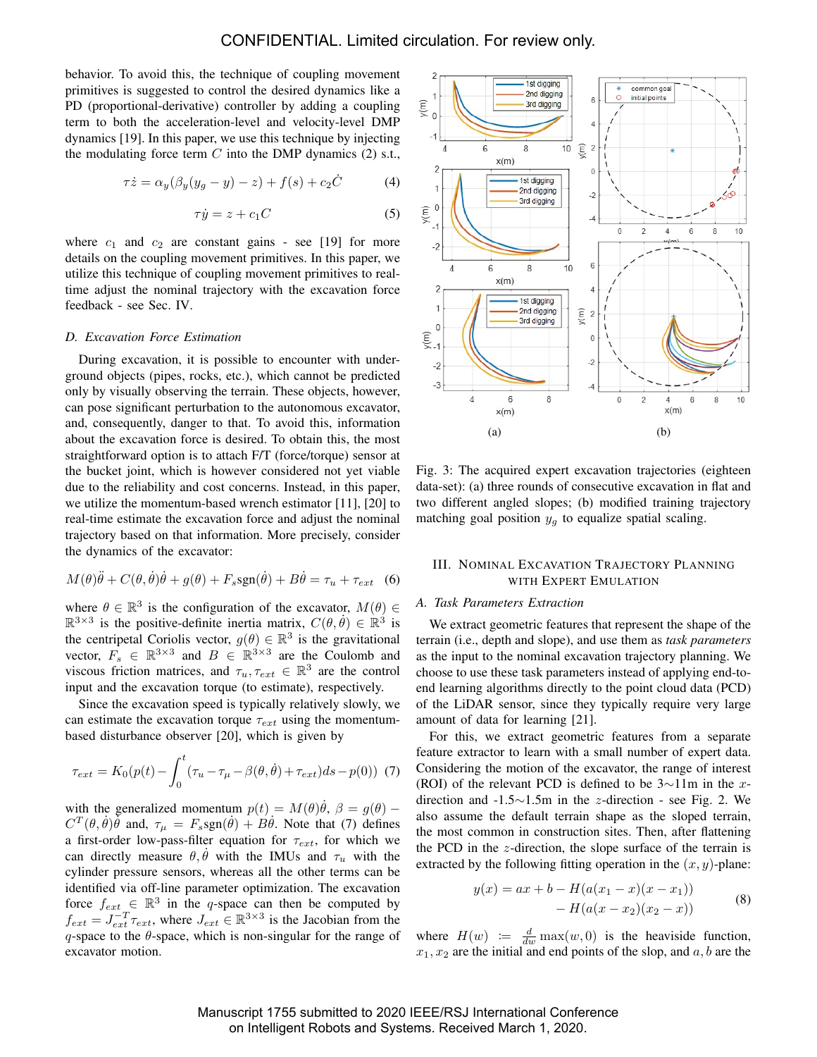behavior. To avoid this, the technique of coupling movement primitives is suggested to control the desired dynamics like a PD (proportional-derivative) controller by adding a coupling term to both the acceleration-level and velocity-level DMP dynamics [19]. In this paper, we use this technique by injecting the modulating force term $C$ into the DMP dynamics (2) s.t.,

$$\tau \dot{z} = \alpha_y(\beta_y(y_g - y) - z) + f(s) + c_2 \dot{C} \tag{4}$$

$$\tau \dot{y} = z + c_1 C \tag{5}$$

where $c_1$ and $c_2$ are constant gains - see [19] for more details on the coupling movement primitives. In this paper, we utilize this technique of coupling movement primitives to real-time adjust the nominal trajectory with the excavation force feedback - see Sec. IV.

### D. Excavation Force Estimation

During excavation, it is possible to encounter with underground objects (pipes, rocks, etc.), which cannot be predicted only by visually observing the terrain. These objects, however, can pose significant perturbation to the autonomous excavator, and, consequently, danger to that. To avoid this, information about the excavation force is desired. To obtain this, the most straightforward option is to attach F/T (force/torque) sensor at the bucket joint, which is however considered not yet viable due to the reliability and cost concerns. Instead, in this paper, we utilize the momentum-based wrench estimator [11], [20] to real-time estimate the excavation force and adjust the nominal trajectory based on that information. More precisely, consider the dynamics of the excavator:

$$M(\theta)\ddot{\theta} + C(\theta, \dot{\theta})\dot{\theta} + g(\theta) + F_s \text{sgn}(\dot{\theta}) + B\dot{\theta} = \tau_u + \tau_{ext} \tag{6}$$

where $\theta \in \mathbb{R}^3$ is the configuration of the excavator, $M(\theta) \in \mathbb{R}^{3\times3}$ is the positive-definite inertia matrix, $C(\theta, \dot{\theta}) \in \mathbb{R}^3$ is the centripetal Coriolis vector, $g(\theta) \in \mathbb{R}^3$ is the gravitational vector, $F_s \in \mathbb{R}^{3\times3}$ and $B \in \mathbb{R}^{3\times3}$ are the Coulomb and viscous friction matrices, and $\tau_u, \tau_{ext} \in \mathbb{R}^3$ are the control input and the excavation torque (to estimate), respectively.

Since the excavation speed is typically relatively slowly, we can estimate the excavation torque $\tau_{ext}$ using the momentum-based disturbance observer [20], which is given by

$$\tau_{ext} = K_0(p(t) - \int_0^t (\tau_u - \tau_\mu - \beta(\theta, \dot{\theta}) + \tau_{ext}) ds - p(0)) \tag{7}$$

with the generalized momentum $p(t) = M(\theta)\dot{\theta}$, $\beta = g(\theta) - C^T(\theta, \dot{\theta})\dot{\theta}$ and, $\tau_\mu = F_s \text{sgn}(\dot{\theta}) + B\dot{\theta}$. Note that (7) defines a first-order low-pass-filter equation for $\tau_{ext}$, for which we can directly measure $\theta, \dot{\theta}$ with the IMUs and $\tau_u$ with the cylinder pressure sensors, whereas all the other terms can be identified via off-line parameter optimization. The excavation force $f_{ext} \in \mathbb{R}^3$ in the $q$-space can then be computed by $f_{ext} = J_{ext}^{-T} \tau_{ext}$, where $J_{ext} \in \mathbb{R}^{3\times3}$ is the Jacobian from the $q$-space to the $\theta$-space, which is non-singular for the range of excavator motion.

Fig. 3: The acquired expert excavation trajectories (eighteen data-set): (a) three rounds of consecutive excavation in flat and two different angled slopes; (b) modified training trajectory matching goal position $y_g$ to equalize spatial scaling.

## III. Nominal Excavation Trajectory Planning with Expert Emulation

### A. Task Parameters Extraction

We extract geometric features that represent the shape of the terrain (i.e., depth and slope), and use them as *task parameters* as the input to the nominal excavation trajectory planning. We choose to use these task parameters instead of applying end-to-end learning algorithms directly to the point cloud data (PCD) of the LiDAR sensor, since they typically require very large amount of data for learning [21].

For this, we extract geometric features from a separate feature extractor to learn with a small number of expert data. Considering the motion of the excavator, the range of interest (ROI) of the relevant PCD is defined to be 3∼11m in the $x$-direction and -1.5∼1.5m in the $z$-direction - see Fig. 2. We also assume the default terrain shape as the sloped terrain, the most common in construction sites. Then, after flattening the PCD in the $z$-direction, the slope surface of the terrain is extracted by the following fitting operation in the $(x, y)$-plane:

$$\begin{aligned} y(x) = ax + b &- H(a(x_1 - x)(x - x_1)) \\ &- H(a(x - x_2)(x_2 - x)) \end{aligned} \tag{8}$$

where $H(w) := \frac{d}{dw}\max(w, 0)$ is the heaviside function, $x_1, x_2$ are the initial and end points of the slop, and $a, b$ are the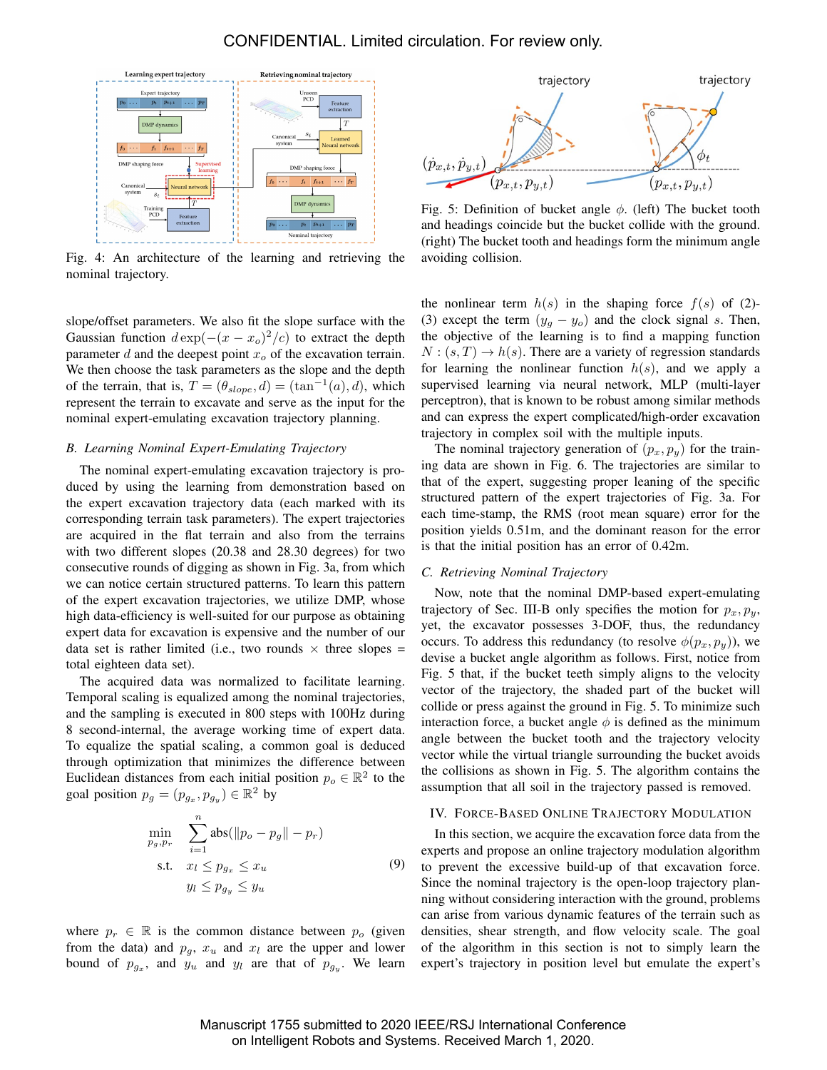Fig. 4: An architecture of the learning and retrieving the nominal trajectory.

Fig. 5: Definition of bucket angle $\phi$. (left) The bucket tooth and headings coincide but the bucket collide with the ground. (right) The bucket tooth and headings form the minimum angle avoiding collision.

slope/offset parameters. We also fit the slope surface with the Gaussian function $d\exp(-(x-x_o)^2/c)$ to extract the depth parameter $d$ and the deepest point $x_o$ of the excavation terrain. We then choose the task parameters as the slope and the depth of the terrain, that is, $T = (\theta_{slope}, d) = (\tan^{-1}(a), d)$, which represent the terrain to excavate and serve as the input for the nominal expert-emulating excavation trajectory planning.

### B. Learning Nominal Expert-Emulating Trajectory

The nominal expert-emulating excavation trajectory is produced by using the learning from demonstration based on the expert excavation trajectory data (each marked with its corresponding terrain task parameters). The expert trajectories are acquired in the flat terrain and also from the terrains with two different slopes (20.38 and 28.30 degrees) for two consecutive rounds of digging as shown in Fig. 3a, from which we can notice certain structured patterns. To learn this pattern of the expert excavation trajectories, we utilize DMP, whose high data-efficiency is well-suited for our purpose as obtaining expert data for excavation is expensive and the number of our data set is rather limited (i.e., two rounds $\times$ three slopes = total eighteen data set).

The acquired data was normalized to facilitate learning. Temporal scaling is equalized among the nominal trajectories, and the sampling is executed in 800 steps with 100Hz during 8 second-internal, the average working time of expert data. To equalize the spatial scaling, a common goal is deduced through optimization that minimizes the difference between Euclidean distances from each initial position $p_o \in \mathbb{R}^2$ to the goal position $p_g = (p_{g_x}, p_{g_y}) \in \mathbb{R}^2$ by

$$
\begin{aligned}
\min_{p_g, p_r} \quad & \sum_{i=1}^{n} \text{abs}(\|p_o - p_g\| - p_r) \\
\text{s.t.} \quad & x_l \le p_{g_x} \le x_u \\
& y_l \le p_{g_y} \le y_u
\end{aligned}
\tag{9}
$$

where $p_r \in \mathbb{R}$ is the common distance between $p_o$ (given from the data) and $p_g$, $x_u$ and $x_l$ are the upper and lower bound of $p_{g_x}$, and $y_u$ and $y_l$ are that of $p_{g_y}$. We learn the nonlinear term $h(s)$ in the shaping force $f(s)$ of (2)-(3) except the term $(y_g - y_o)$ and the clock signal $s$. Then, the objective of the learning is to find a mapping function $N : (s, T) \rightarrow h(s)$. There are a variety of regression standards for learning the nonlinear function $h(s)$, and we apply a supervised learning via neural network, MLP (multi-layer perceptron), that is known to be robust among similar methods and can express the expert complicated/high-order excavation trajectory in complex soil with the multiple inputs.

The nominal trajectory generation of $(p_x, p_y)$ for the training data are shown in Fig. 6. The trajectories are similar to that of the expert, suggesting proper leaning of the specific structured pattern of the expert trajectories of Fig. 3a. For each time-stamp, the RMS (root mean square) error for the position yields 0.51m, and the dominant reason for the error is that the initial position has an error of 0.42m.

### C. Retrieving Nominal Trajectory

Now, note that the nominal DMP-based expert-emulating trajectory of Sec. III-B only specifies the motion for $p_x, p_y$, yet, the excavator possesses 3-DOF, thus, the redundancy occurs. To address this redundancy (to resolve $\phi(p_x, p_y)$), we devise a bucket angle algorithm as follows. First, notice from Fig. 5 that, if the bucket teeth simply aligns to the velocity vector of the trajectory, the shaded part of the bucket will collide or press against the ground in Fig. 5. To minimize such interaction force, a bucket angle $\phi$ is defined as the minimum angle between the bucket tooth and the trajectory velocity vector while the virtual triangle surrounding the bucket avoids the collisions as shown in Fig. 5. The algorithm contains the assumption that all soil in the trajectory passed is removed.

## IV. Force-Based Online Trajectory Modulation

In this section, we acquire the excavation force data from the experts and propose an online trajectory modulation algorithm to prevent the excessive build-up of that excavation force. Since the nominal trajectory is the open-loop trajectory planning without considering interaction with the ground, problems can arise from various dynamic features of the terrain such as densities, shear strength, and flow velocity scale. The goal of the algorithm in this section is not to simply learn the expert's trajectory in position level but emulate the expert's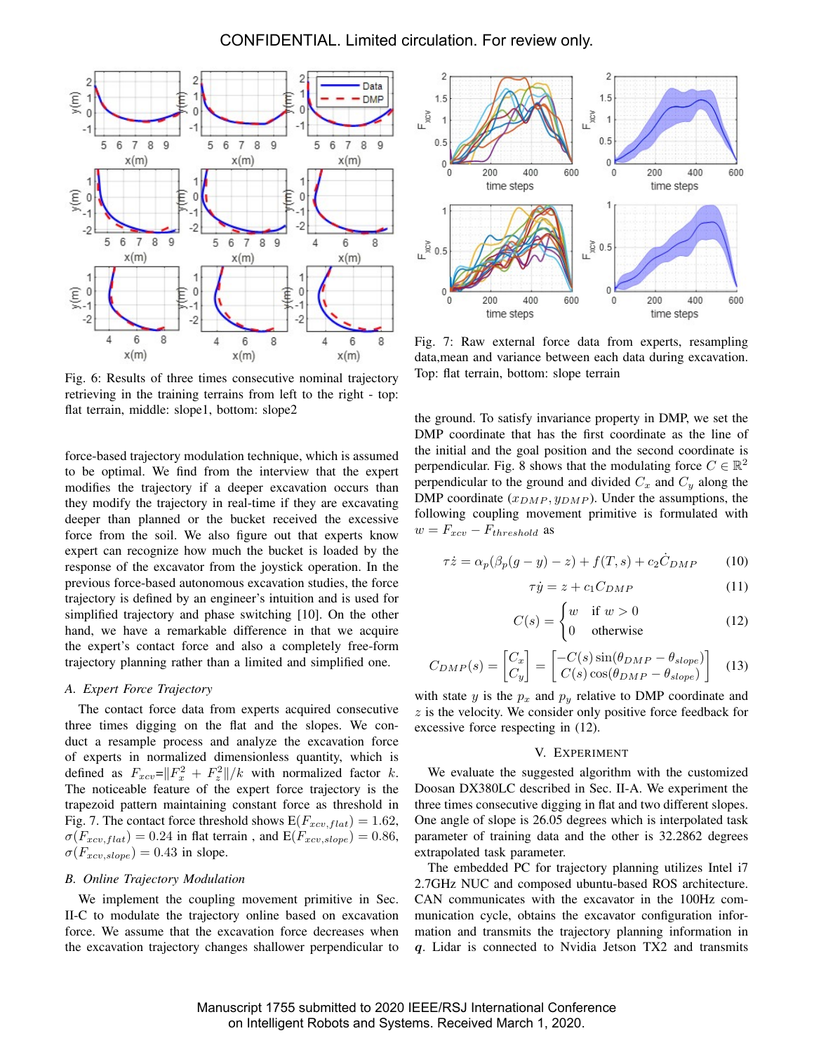Fig. 6: Results of three times consecutive nominal trajectory retrieving in the training terrains from left to the right - top: flat terrain, middle: slope1, bottom: slope2

Fig. 7: Raw external force data from experts, resampling data,mean and variance between each data during excavation. Top: flat terrain, bottom: slope terrain

force-based trajectory modulation technique, which is assumed to be optimal. We find from the interview that the expert modifies the trajectory if a deeper excavation occurs than they modify the trajectory in real-time if they are excavating deeper than planned or the bucket received the excessive force from the soil. We also figure out that experts know how much the bucket is loaded by the response of the excavator from the joystick operation. In the previous force-based autonomous excavation studies, the force trajectory is defined by an engineer's intuition and is used for simplified trajectory and phase switching [10]. On the other hand, we have a remarkable difference in that we acquire the expert's contact force and also a completely free-form trajectory planning rather than a limited and simplified one.

### A. Expert Force Trajectory

The contact force data from experts acquired consecutive three times digging on the flat and the slopes. We conduct a resample process and analyze the excavation force of experts in normalized dimensionless quantity, which is defined as $F_{xcv}=\|F_x^2 + F_z^2\|/k$ with normalized factor $k$. The noticeable feature of the expert force trajectory is the trapezoid pattern maintaining constant force as threshold in Fig. 7. The contact force threshold shows $\mathrm{E}(F_{xcv,flat}) = 1.62$, $\sigma(F_{xcv,flat}) = 0.24$ in flat terrain , and $\mathrm{E}(F_{xcv,slope}) = 0.86$, $\sigma(F_{xcv,slope}) = 0.43$ in slope.

### B. Online Trajectory Modulation

We implement the coupling movement primitive in Sec. II-C to modulate the trajectory online based on excavation force. We assume that the excavation force decreases when the excavation trajectory changes shallower perpendicular to the ground. To satisfy invariance property in DMP, we set the DMP coordinate that has the first coordinate as the line of the initial and the goal position and the second coordinate is perpendicular. Fig. 8 shows that the modulating force $C \in \mathbb{R}^2$ perpendicular to the ground and divided $C_x$ and $C_y$ along the DMP coordinate $(x_{DMP}, y_{DMP})$. Under the assumptions, the following coupling movement primitive is formulated with $w = F_{xcv} - F_{threshold}$ as

$$\tau \dot{z} = \alpha_p(\beta_p(g - y) - z) + f(T, s) + c_2 \dot{C}_{DMP} \tag{10}$$

$$\tau \dot{y} = z + c_1 C_{DMP} \tag{11}$$

$$C(s) = \begin{cases} w & \text{if } w > 0 \\ 0 & \text{otherwise} \end{cases} \tag{12}$$

$$C_{DMP}(s) = \begin{bmatrix} C_x \\ C_y \end{bmatrix} = \begin{bmatrix} -C(s)\sin(\theta_{DMP} - \theta_{slope}) \\ C(s)\cos(\theta_{DMP} - \theta_{slope}) \end{bmatrix} \tag{13}$$

with state $y$ is the $p_x$ and $p_y$ relative to DMP coordinate and $z$ is the velocity. We consider only positive force feedback for excessive force respecting in (12).

## V. Experiment

We evaluate the suggested algorithm with the customized Doosan DX380LC described in Sec. II-A. We experiment the three times consecutive digging in flat and two different slopes. One angle of slope is 26.05 degrees which is interpolated task parameter of training data and the other is 32.2862 degrees extrapolated task parameter.

The embedded PC for trajectory planning utilizes Intel i7 2.7GHz NUC and composed ubuntu-based ROS architecture. CAN communicates with the excavator in the 100Hz communication cycle, obtains the excavator configuration information and transmits the trajectory planning information in $\boldsymbol{q}$. Lidar is connected to Nvidia Jetson TX2 and transmits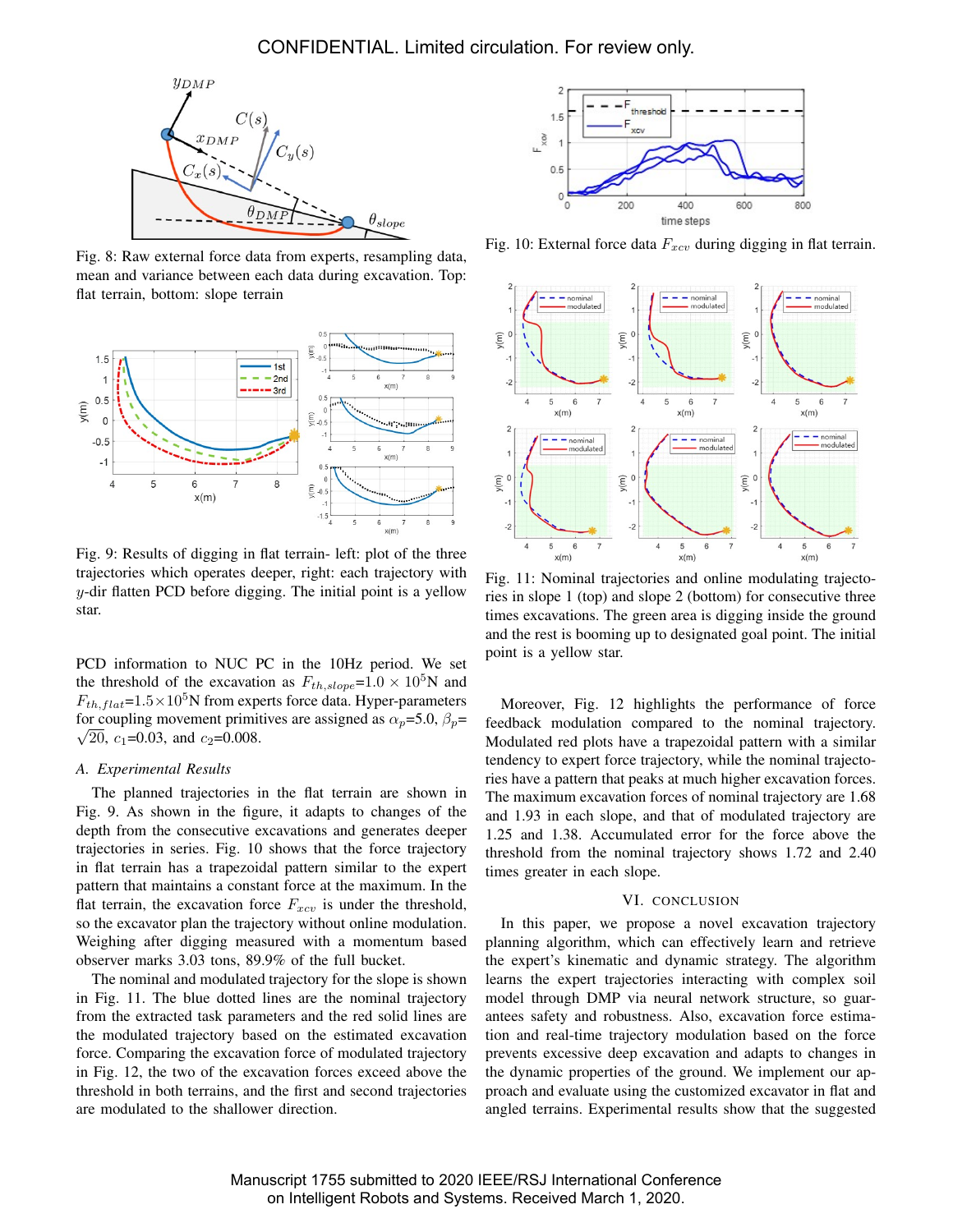Fig. 8: Raw external force data from experts, resampling data, mean and variance between each data during excavation. Top: flat terrain, bottom: slope terrain

Fig. 9: Results of digging in flat terrain- left: plot of the three trajectories which operates deeper, right: each trajectory with $y$-dir flatten PCD before digging. The initial point is a yellow star.

PCD information to NUC PC in the 10Hz period. We set the threshold of the excavation as $F_{th,slope}$=1.0 $\times$ $10^5$N and $F_{th,flat}$=1.5$\times$$10^5$N from experts force data. Hyper-parameters for coupling movement primitives are assigned as $\alpha_p$=5.0, $\beta_p$= $\sqrt{20}$, $c_1$=0.03, and $c_2$=0.008.

### A. Experimental Results

The planned trajectories in the flat terrain are shown in Fig. 9. As shown in the figure, it adapts to changes of the depth from the consecutive excavations and generates deeper trajectories in series. Fig. 10 shows that the force trajectory in flat terrain has a trapezoidal pattern similar to the expert pattern that maintains a constant force at the maximum. In the flat terrain, the excavation force $F_{xcv}$ is under the threshold, so the excavator plan the trajectory without online modulation. Weighing after digging measured with a momentum based observer marks 3.03 tons, 89.9% of the full bucket.

The nominal and modulated trajectory for the slope is shown in Fig. 11. The blue dotted lines are the nominal trajectory from the extracted task parameters and the red solid lines are the modulated trajectory based on the estimated excavation force. Comparing the excavation force of modulated trajectory in Fig. 12, the two of the excavation forces exceed above the threshold in both terrains, and the first and second trajectories are modulated to the shallower direction.

Fig. 10: External force data $F_{xcv}$ during digging in flat terrain.

Fig. 11: Nominal trajectories and online modulating trajectories in slope 1 (top) and slope 2 (bottom) for consecutive three times excavations. The green area is digging inside the ground and the rest is booming up to designated goal point. The initial point is a yellow star.

Moreover, Fig. 12 highlights the performance of force feedback modulation compared to the nominal trajectory. Modulated red plots have a trapezoidal pattern with a similar tendency to expert force trajectory, while the nominal trajectories have a pattern that peaks at much higher excavation forces. The maximum excavation forces of nominal trajectory are 1.68 and 1.93 in each slope, and that of modulated trajectory are 1.25 and 1.38. Accumulated error for the force above the threshold from the nominal trajectory shows 1.72 and 2.40 times greater in each slope.

## VI. CONCLUSION

In this paper, we propose a novel excavation trajectory planning algorithm, which can effectively learn and retrieve the expert's kinematic and dynamic strategy. The algorithm learns the expert trajectories interacting with complex soil model through DMP via neural network structure, so guarantees safety and robustness. Also, excavation force estimation and real-time trajectory modulation based on the force prevents excessive deep excavation and adapts to changes in the dynamic properties of the ground. We implement our approach and evaluate using the customized excavator in flat and angled terrains. Experimental results show that the suggested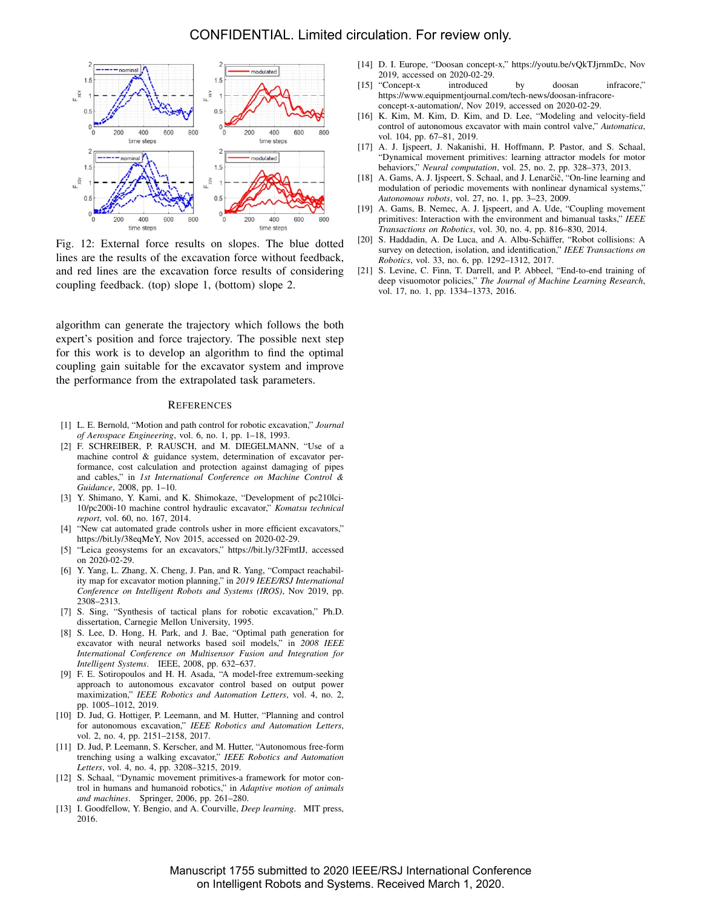nominal

modulated

$F_{xcv}$

time steps

0 200 400 600 800

0 0.5 1 1.5 2

nominal

modulated

$F_{zcv}$

time steps

Fig. 12: External force results on slopes. The blue dotted lines are the results of the excavation force without feedback, and red lines are the excavation force results of considering coupling feedback. (top) slope 1, (bottom) slope 2.

algorithm can generate the trajectory which follows the both expert's position and force trajectory. The possible next step for this work is to develop an algorithm to find the optimal coupling gain suitable for the excavator system and improve the performance from the extrapolated task parameters.

## References

[1] L. E. Bernold, "Motion and path control for robotic excavation," *Journal of Aerospace Engineering*, vol. 6, no. 1, pp. 1–18, 1993.

[2] F. SCHREIBER, P. RAUSCH, and M. DIEGELMANN, "Use of a machine control & guidance system, determination of excavator performance, cost calculation and protection against damaging of pipes and cables," in *1st International Conference on Machine Control & Guidance*, 2008, pp. 1–10.

[3] Y. Shimano, Y. Kami, and K. Shimokaze, "Development of pc210lci-10/pc200i-10 machine control hydraulic excavator," *Komatsu technical report*, vol. 60, no. 167, 2014.

[4] "New cat automated grade controls usher in more efficient excavators," https://bit.ly/38eqMeY, Nov 2015, accessed on 2020-02-29.

[5] "Leica geosystems for an excavators," https://bit.ly/32FmtIJ, accessed on 2020-02-29.

[6] Y. Yang, L. Zhang, X. Cheng, J. Pan, and R. Yang, "Compact reachability map for excavator motion planning," in *2019 IEEE/RSJ International Conference on Intelligent Robots and Systems (IROS)*, Nov 2019, pp. 2308–2313.

[7] S. Sing, "Synthesis of tactical plans for robotic excavation," Ph.D. dissertation, Carnegie Mellon University, 1995.

[8] S. Lee, D. Hong, H. Park, and J. Bae, "Optimal path generation for excavator with neural networks based soil models," in *2008 IEEE International Conference on Multisensor Fusion and Integration for Intelligent Systems*. IEEE, 2008, pp. 632–637.

[9] F. E. Sotiropoulos and H. H. Asada, "A model-free extremum-seeking approach to autonomous excavator control based on output power maximization," *IEEE Robotics and Automation Letters*, vol. 4, no. 2, pp. 1005–1012, 2019.

[10] D. Jud, G. Hottiger, P. Leemann, and M. Hutter, "Planning and control for autonomous excavation," *IEEE Robotics and Automation Letters*, vol. 2, no. 4, pp. 2151–2158, 2017.

[11] D. Jud, P. Leemann, S. Kerscher, and M. Hutter, "Autonomous free-form trenching using a walking excavator," *IEEE Robotics and Automation Letters*, vol. 4, no. 4, pp. 3208–3215, 2019.

[12] S. Schaal, "Dynamic movement primitives-a framework for motor control in humans and humanoid robotics," in *Adaptive motion of animals and machines*. Springer, 2006, pp. 261–280.

[13] I. Goodfellow, Y. Bengio, and A. Courville, *Deep learning*. MIT press, 2016.

[14] D. I. Europe, "Doosan concept-x," https://youtu.be/vQkTJjrnmDc, Nov 2019, accessed on 2020-02-29.

[15] "Concept-x introduced by doosan infracore," https://www.equipmentjournal.com/tech-news/doosan-infracore-concept-x-automation/, Nov 2019, accessed on 2020-02-29.

[16] K. Kim, M. Kim, D. Kim, and D. Lee, "Modeling and velocity-field control of autonomous excavator with main control valve," *Automatica*, vol. 104, pp. 67–81, 2019.

[17] A. J. Ijspeert, J. Nakanishi, H. Hoffmann, P. Pastor, and S. Schaal, "Dynamical movement primitives: learning attractor models for motor behaviors," *Neural computation*, vol. 25, no. 2, pp. 328–373, 2013.

[18] A. Gams, A. J. Ijspeert, S. Schaal, and J. Lenarčič, "On-line learning and modulation of periodic movements with nonlinear dynamical systems," *Autonomous robots*, vol. 27, no. 1, pp. 3–23, 2009.

[19] A. Gams, B. Nemec, A. J. Ijspeert, and A. Ude, "Coupling movement primitives: Interaction with the environment and bimanual tasks," *IEEE Transactions on Robotics*, vol. 30, no. 4, pp. 816–830, 2014.

[20] S. Haddadin, A. De Luca, and A. Albu-Schäffer, "Robot collisions: A survey on detection, isolation, and identification," *IEEE Transactions on Robotics*, vol. 33, no. 6, pp. 1292–1312, 2017.

[21] S. Levine, C. Finn, T. Darrell, and P. Abbeel, "End-to-end training of deep visuomotor policies," *The Journal of Machine Learning Research*, vol. 17, no. 1, pp. 1334–1373, 2016.